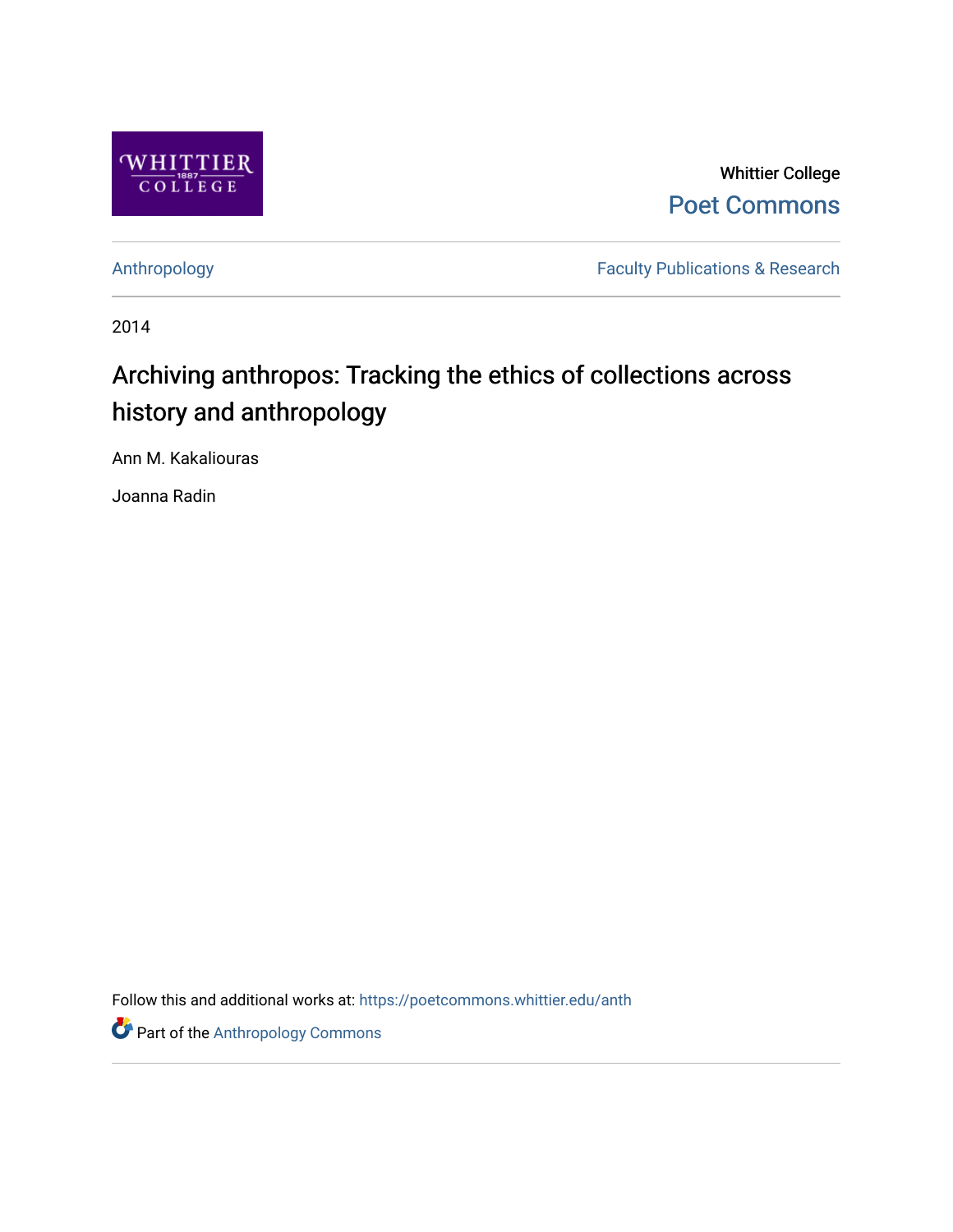Whittier College

Poet Commons

Anthropology

Faculty Publications & Research

2014

# Archiving anthropos: Tracking the ethics of collections across history and anthropology

Ann M. Kakaliouras

Joanna Radin

Follow this and additional works at: https://poetcommons.whittier.edu/anth

Part of the Anthropology Commons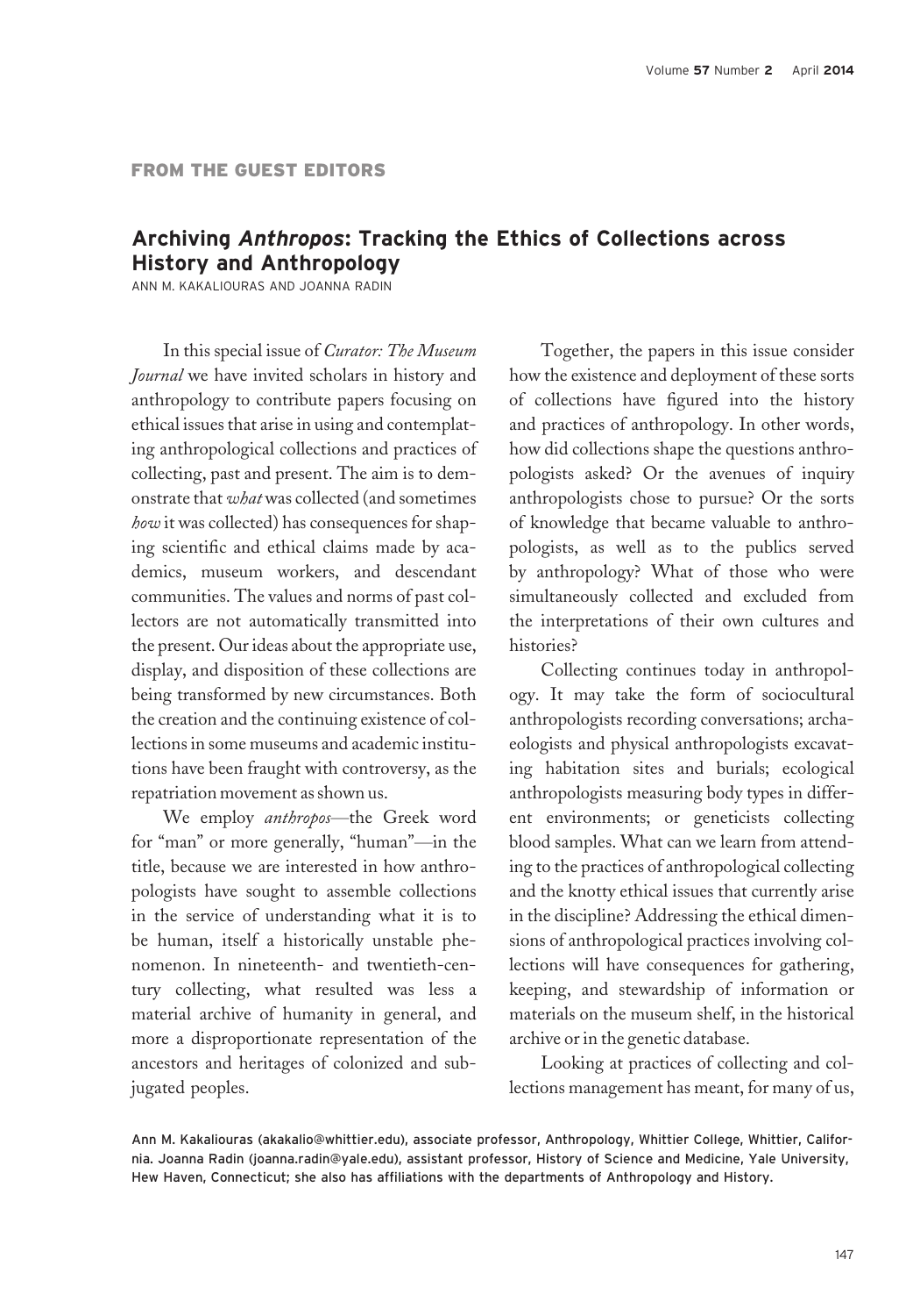## FROM THE GUEST EDITORS

# Archiving *Anthropos*: Tracking the Ethics of Collections across History and Anthropology

ANN M. KAKALIOURAS AND JOANNA RADIN

In this special issue of *Curator: The Museum Journal* we have invited scholars in history and anthropology to contribute papers focusing on ethical issues that arise in using and contemplating anthropological collections and practices of collecting, past and present. The aim is to demonstrate that *what* was collected (and sometimes *how* it was collected) has consequences for shaping scientific and ethical claims made by academics, museum workers, and descendant communities. The values and norms of past collectors are not automatically transmitted into the present. Our ideas about the appropriate use, display, and disposition of these collections are being transformed by new circumstances. Both the creation and the continuing existence of collections in some museums and academic institutions have been fraught with controversy, as the repatriation movement as shown us.

We employ *anthropos*—the Greek word for "man" or more generally, "human"—in the title, because we are interested in how anthropologists have sought to assemble collections in the service of understanding what it is to be human, itself a historically unstable phenomenon. In nineteenth- and twentieth-century collecting, what resulted was less a material archive of humanity in general, and more a disproportionate representation of the ancestors and heritages of colonized and subjugated peoples.

Together, the papers in this issue consider how the existence and deployment of these sorts of collections have figured into the history and practices of anthropology. In other words, how did collections shape the questions anthropologists asked? Or the avenues of inquiry anthropologists chose to pursue? Or the sorts of knowledge that became valuable to anthropologists, as well as to the publics served by anthropology? What of those who were simultaneously collected and excluded from the interpretations of their own cultures and histories?

Collecting continues today in anthropology. It may take the form of sociocultural anthropologists recording conversations; archaeologists and physical anthropologists excavating habitation sites and burials; ecological anthropologists measuring body types in different environments; or geneticists collecting blood samples. What can we learn from attending to the practices of anthropological collecting and the knotty ethical issues that currently arise in the discipline? Addressing the ethical dimensions of anthropological practices involving collections will have consequences for gathering, keeping, and stewardship of information or materials on the museum shelf, in the historical archive or in the genetic database.

Looking at practices of collecting and collections management has meant, for many of us,

Ann M. Kakaliouras (akakalio@whittier.edu), associate professor, Anthropology, Whittier College, Whittier, California. Joanna Radin (joanna.radin@yale.edu), assistant professor, History of Science and Medicine, Yale University, Hew Haven, Connecticut; she also has affiliations with the departments of Anthropology and History.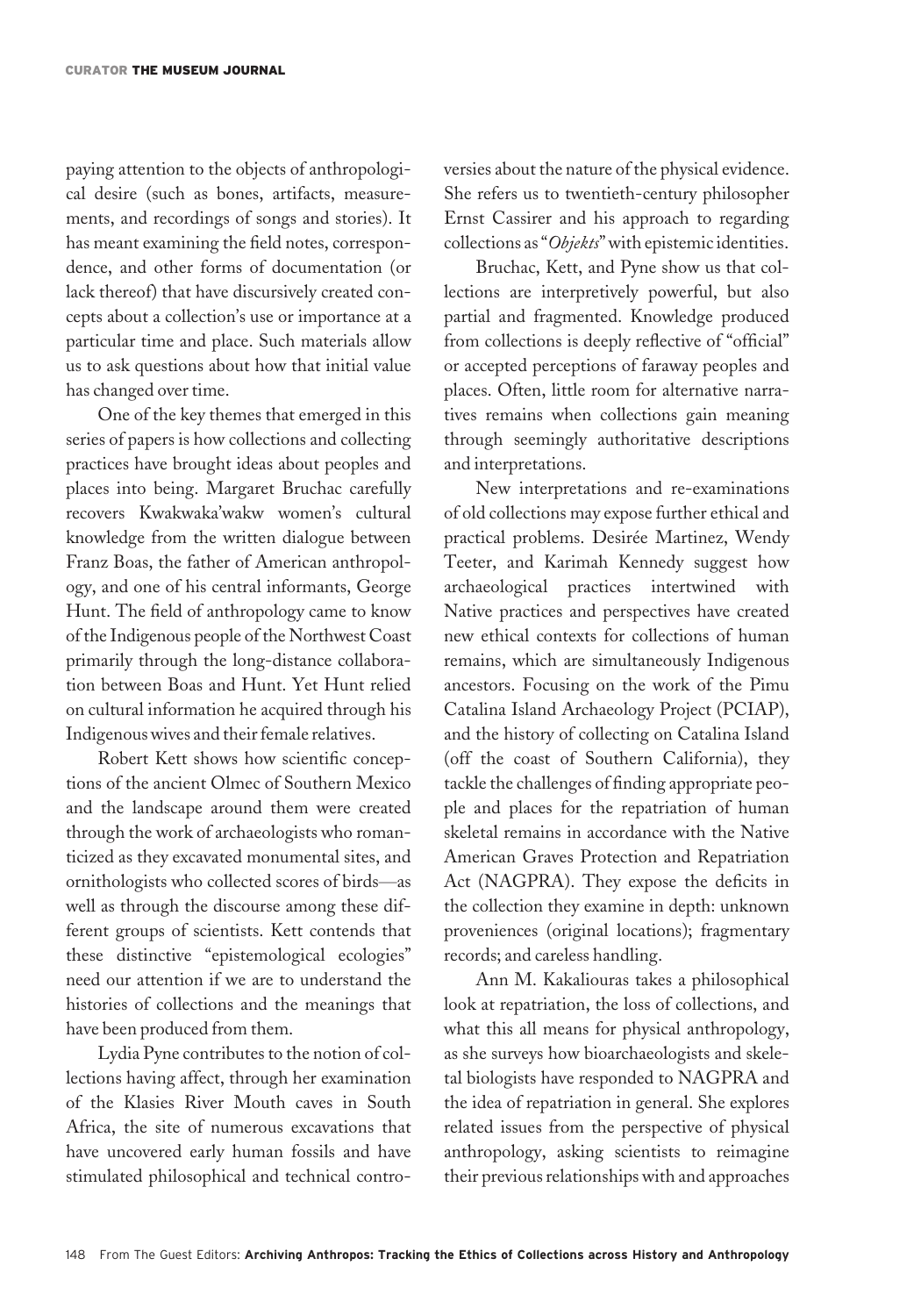paying attention to the objects of anthropological desire (such as bones, artifacts, measurements, and recordings of songs and stories). It has meant examining the field notes, correspondence, and other forms of documentation (or lack thereof) that have discursively created concepts about a collection's use or importance at a particular time and place. Such materials allow us to ask questions about how that initial value has changed over time.

One of the key themes that emerged in this series of papers is how collections and collecting practices have brought ideas about peoples and places into being. Margaret Bruchac carefully recovers Kwakwaka'wakw women's cultural knowledge from the written dialogue between Franz Boas, the father of American anthropology, and one of his central informants, George Hunt. The field of anthropology came to know of the Indigenous people of the Northwest Coast primarily through the long-distance collaboration between Boas and Hunt. Yet Hunt relied on cultural information he acquired through his Indigenous wives and their female relatives.

Robert Kett shows how scientific conceptions of the ancient Olmec of Southern Mexico and the landscape around them were created through the work of archaeologists who romanticized as they excavated monumental sites, and ornithologists who collected scores of birds—as well as through the discourse among these different groups of scientists. Kett contends that these distinctive "epistemological ecologies" need our attention if we are to understand the histories of collections and the meanings that have been produced from them.

Lydia Pyne contributes to the notion of collections having affect, through her examination of the Klasies River Mouth caves in South Africa, the site of numerous excavations that have uncovered early human fossils and have stimulated philosophical and technical controversies about the nature of the physical evidence. She refers us to twentieth-century philosopher Ernst Cassirer and his approach to regarding collections as "*Objekts*" with epistemic identities.

Bruchac, Kett, and Pyne show us that collections are interpretively powerful, but also partial and fragmented. Knowledge produced from collections is deeply reflective of "official" or accepted perceptions of faraway peoples and places. Often, little room for alternative narratives remains when collections gain meaning through seemingly authoritative descriptions and interpretations.

New interpretations and re-examinations of old collections may expose further ethical and practical problems. Desirée Martinez, Wendy Teeter, and Karimah Kennedy suggest how archaeological practices intertwined with Native practices and perspectives have created new ethical contexts for collections of human remains, which are simultaneously Indigenous ancestors. Focusing on the work of the Pimu Catalina Island Archaeology Project (PCIAP), and the history of collecting on Catalina Island (off the coast of Southern California), they tackle the challenges of finding appropriate people and places for the repatriation of human skeletal remains in accordance with the Native American Graves Protection and Repatriation Act (NAGPRA). They expose the deficits in the collection they examine in depth: unknown proveniences (original locations); fragmentary records; and careless handling.

Ann M. Kakaliouras takes a philosophical look at repatriation, the loss of collections, and what this all means for physical anthropology, as she surveys how bioarchaeologists and skeletal biologists have responded to NAGPRA and the idea of repatriation in general. She explores related issues from the perspective of physical anthropology, asking scientists to reimagine their previous relationships with and approaches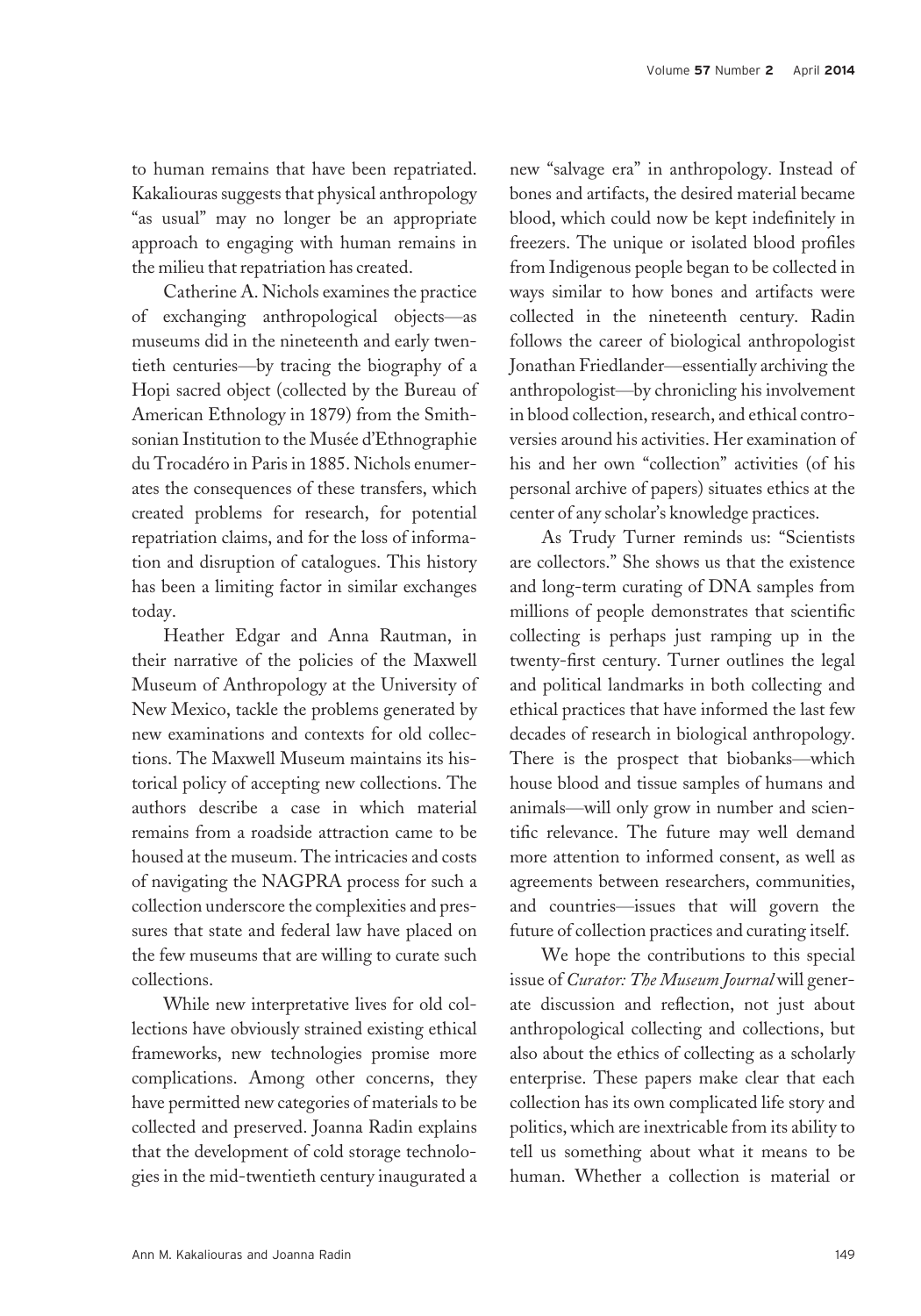to human remains that have been repatriated. Kakaliouras suggests that physical anthropology "as usual" may no longer be an appropriate approach to engaging with human remains in the milieu that repatriation has created.

Catherine A. Nichols examines the practice of exchanging anthropological objects—as museums did in the nineteenth and early twentieth centuries—by tracing the biography of a Hopi sacred object (collected by the Bureau of American Ethnology in 1879) from the Smithsonian Institution to the Musée d'Ethnographie du Trocadéro in Paris in 1885. Nichols enumerates the consequences of these transfers, which created problems for research, for potential repatriation claims, and for the loss of information and disruption of catalogues. This history has been a limiting factor in similar exchanges today.

Heather Edgar and Anna Rautman, in their narrative of the policies of the Maxwell Museum of Anthropology at the University of New Mexico, tackle the problems generated by new examinations and contexts for old collections. The Maxwell Museum maintains its historical policy of accepting new collections. The authors describe a case in which material remains from a roadside attraction came to be housed at the museum. The intricacies and costs of navigating the NAGPRA process for such a collection underscore the complexities and pressures that state and federal law have placed on the few museums that are willing to curate such collections.

While new interpretative lives for old collections have obviously strained existing ethical frameworks, new technologies promise more complications. Among other concerns, they have permitted new categories of materials to be collected and preserved. Joanna Radin explains that the development of cold storage technologies in the mid-twentieth century inaugurated a new "salvage era" in anthropology. Instead of bones and artifacts, the desired material became blood, which could now be kept indefinitely in freezers. The unique or isolated blood profiles from Indigenous people began to be collected in ways similar to how bones and artifacts were collected in the nineteenth century. Radin follows the career of biological anthropologist Jonathan Friedlander—essentially archiving the anthropologist—by chronicling his involvement in blood collection, research, and ethical controversies around his activities. Her examination of his and her own "collection" activities (of his personal archive of papers) situates ethics at the center of any scholar's knowledge practices.

As Trudy Turner reminds us: "Scientists are collectors." She shows us that the existence and long-term curating of DNA samples from millions of people demonstrates that scientific collecting is perhaps just ramping up in the twenty-first century. Turner outlines the legal and political landmarks in both collecting and ethical practices that have informed the last few decades of research in biological anthropology. There is the prospect that biobanks—which house blood and tissue samples of humans and animals—will only grow in number and scientific relevance. The future may well demand more attention to informed consent, as well as agreements between researchers, communities, and countries—issues that will govern the future of collection practices and curating itself.

We hope the contributions to this special issue of *Curator: The Museum Journal* will generate discussion and reflection, not just about anthropological collecting and collections, but also about the ethics of collecting as a scholarly enterprise. These papers make clear that each collection has its own complicated life story and politics, which are inextricable from its ability to tell us something about what it means to be human. Whether a collection is material or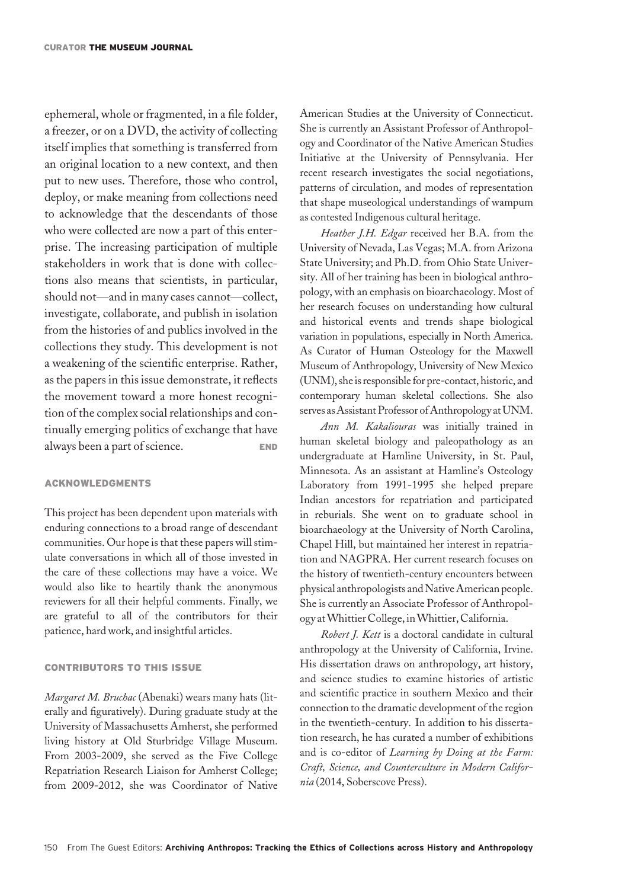ephemeral, whole or fragmented, in a file folder, a freezer, or on a DVD, the activity of collecting itself implies that something is transferred from an original location to a new context, and then put to new uses. Therefore, those who control, deploy, or make meaning from collections need to acknowledge that the descendants of those who were collected are now a part of this enterprise. The increasing participation of multiple stakeholders in work that is done with collections also means that scientists, in particular, should not—and in many cases cannot—collect, investigate, collaborate, and publish in isolation from the histories of and publics involved in the collections they study. This development is not a weakening of the scientific enterprise. Rather, as the papers in this issue demonstrate, it reflects the movement toward a more honest recognition of the complex social relationships and continually emerging politics of exchange that have always been a part of science. **END**

## ACKNOWLEDGMENTS

This project has been dependent upon materials with enduring connections to a broad range of descendant communities. Our hope is that these papers will stimulate conversations in which all of those invested in the care of these collections may have a voice. We would also like to heartily thank the anonymous reviewers for all their helpful comments. Finally, we are grateful to all of the contributors for their patience, hard work, and insightful articles.

## CONTRIBUTORS TO THIS ISSUE

*Margaret M. Bruchac* (Abenaki) wears many hats (literally and figuratively). During graduate study at the University of Massachusetts Amherst, she performed living history at Old Sturbridge Village Museum. From 2003-2009, she served as the Five College Repatriation Research Liaison for Amherst College; from 2009-2012, she was Coordinator of Native American Studies at the University of Connecticut. She is currently an Assistant Professor of Anthropology and Coordinator of the Native American Studies Initiative at the University of Pennsylvania. Her recent research investigates the social negotiations, patterns of circulation, and modes of representation that shape museological understandings of wampum as contested Indigenous cultural heritage.

*Heather J.H. Edgar* received her B.A. from the University of Nevada, Las Vegas; M.A. from Arizona State University; and Ph.D. from Ohio State University. All of her training has been in biological anthropology, with an emphasis on bioarchaeology. Most of her research focuses on understanding how cultural and historical events and trends shape biological variation in populations, especially in North America. As Curator of Human Osteology for the Maxwell Museum of Anthropology, University of New Mexico (UNM), she is responsible for pre-contact, historic, and contemporary human skeletal collections. She also serves as Assistant Professor of Anthropology at UNM.

*Ann M. Kakaliouras* was initially trained in human skeletal biology and paleopathology as an undergraduate at Hamline University, in St. Paul, Minnesota. As an assistant at Hamline's Osteology Laboratory from 1991-1995 she helped prepare Indian ancestors for repatriation and participated in reburials. She went on to graduate school in bioarchaeology at the University of North Carolina, Chapel Hill, but maintained her interest in repatriation and NAGPRA. Her current research focuses on the history of twentieth-century encounters between physical anthropologists and Native American people. She is currently an Associate Professor of Anthropology at Whittier College, in Whittier, California.

*Robert J. Kett* is a doctoral candidate in cultural anthropology at the University of California, Irvine. His dissertation draws on anthropology, art history, and science studies to examine histories of artistic and scientific practice in southern Mexico and their connection to the dramatic development of the region in the twentieth-century. In addition to his dissertation research, he has curated a number of exhibitions and is co-editor of *Learning by Doing at the Farm: Craft, Science, and Counterculture in Modern California* (2014, Soberscove Press).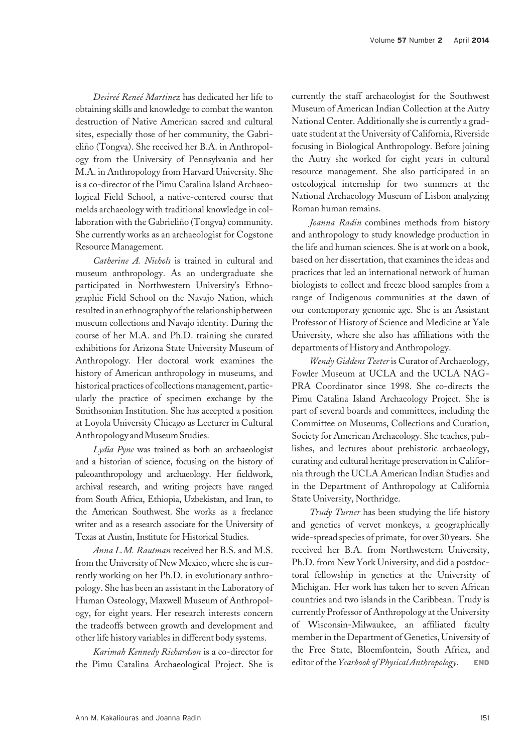*Desireé Reneé Martinez* has dedicated her life to obtaining skills and knowledge to combat the wanton destruction of Native American sacred and cultural sites, especially those of her community, the Gabrieliño (Tongva). She received her B.A. in Anthropology from the University of Pennsylvania and her M.A. in Anthropology from Harvard University. She is a co-director of the Pimu Catalina Island Archaeological Field School, a native-centered course that melds archaeology with traditional knowledge in collaboration with the Gabrieliño (Tongva) community. She currently works as an archaeologist for Cogstone Resource Management.

*Catherine A. Nichols* is trained in cultural and museum anthropology. As an undergraduate she participated in Northwestern University's Ethnographic Field School on the Navajo Nation, which resulted in an ethnography of the relationship between museum collections and Navajo identity. During the course of her M.A. and Ph.D. training she curated exhibitions for Arizona State University Museum of Anthropology. Her doctoral work examines the history of American anthropology in museums, and historical practices of collections management, particularly the practice of specimen exchange by the Smithsonian Institution. She has accepted a position at Loyola University Chicago as Lecturer in Cultural Anthropology and Museum Studies.

*Lydia Pyne* was trained as both an archaeologist and a historian of science, focusing on the history of paleoanthropology and archaeology. Her fieldwork, archival research, and writing projects have ranged from South Africa, Ethiopia, Uzbekistan, and Iran, to the American Southwest. She works as a freelance writer and as a research associate for the University of Texas at Austin, Institute for Historical Studies.

*Anna L.M. Rautman* received her B.S. and M.S. from the University of New Mexico, where she is currently working on her Ph.D. in evolutionary anthropology. She has been an assistant in the Laboratory of Human Osteology, Maxwell Museum of Anthropology, for eight years. Her research interests concern the tradeoffs between growth and development and other life history variables in different body systems.

*Karimah Kennedy Richardson* is a co-director for the Pimu Catalina Archaeological Project. She is currently the staff archaeologist for the Southwest Museum of American Indian Collection at the Autry National Center. Additionally she is currently a graduate student at the University of California, Riverside focusing in Biological Anthropology. Before joining the Autry she worked for eight years in cultural resource management. She also participated in an osteological internship for two summers at the National Archaeology Museum of Lisbon analyzing Roman human remains.

*Joanna Radin* combines methods from history and anthropology to study knowledge production in the life and human sciences. She is at work on a book, based on her dissertation, that examines the ideas and practices that led an international network of human biologists to collect and freeze blood samples from a range of Indigenous communities at the dawn of our contemporary genomic age. She is an Assistant Professor of History of Science and Medicine at Yale University, where she also has affiliations with the departments of History and Anthropology.

*Wendy Giddens Teeter* is Curator of Archaeology, Fowler Museum at UCLA and the UCLA NAGPRA Coordinator since 1998. She co-directs the Pimu Catalina Island Archaeology Project. She is part of several boards and committees, including the Committee on Museums, Collections and Curation, Society for American Archaeology. She teaches, publishes, and lectures about prehistoric archaeology, curating and cultural heritage preservation in California through the UCLA American Indian Studies and in the Department of Anthropology at California State University, Northridge.

*Trudy Turner* has been studying the life history and genetics of vervet monkeys, a geographically wide-spread species of primate, for over 30 years. She received her B.A. from Northwestern University, Ph.D. from New York University, and did a postdoctoral fellowship in genetics at the University of Michigan. Her work has taken her to seven African countries and two islands in the Caribbean. Trudy is currently Professor of Anthropology at the University of Wisconsin-Milwaukee, an affiliated faculty member in the Department of Genetics, University of the Free State, Bloemfontein, South Africa, and editor of the *Yearbook of Physical Anthropology*. **END**